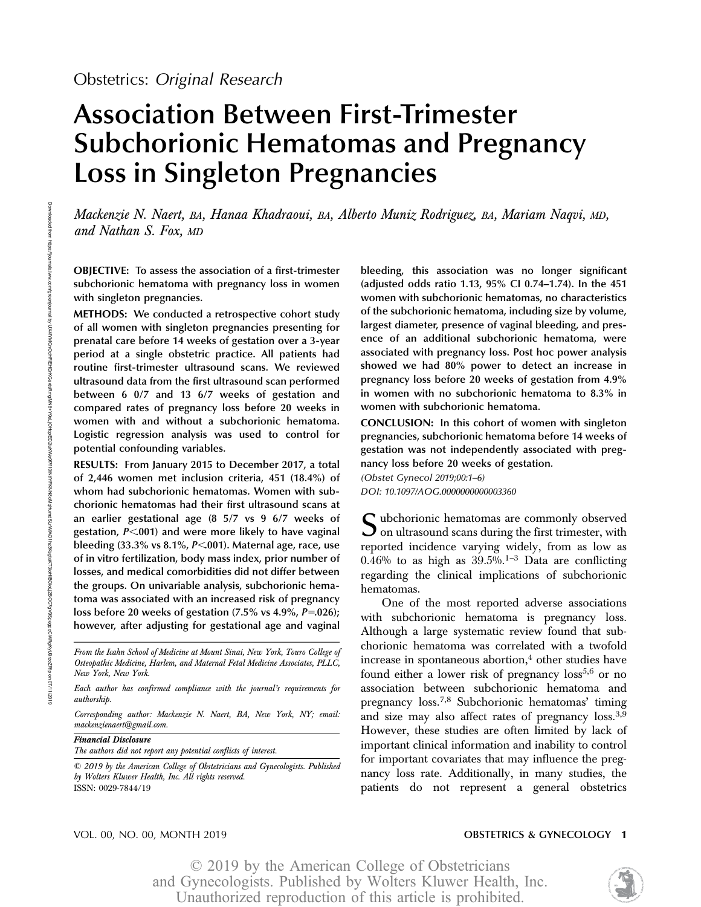Obstetrics: *Original Research*

# Association Between First-Trimester Subchorionic Hematomas and Pregnancy Loss in Singleton Pregnancies

*Mackenzie N. Naert, BA, Hanaa Khadraoui, BA, Alberto Muniz Rodriguez, BA, Mariam Naqvi, MD, and Nathan S. Fox, MD*

**OBJECTIVE:** To assess the association of a first-trimester subchorionic hematoma with pregnancy loss in women with singleton pregnancies.

**METHODS:** We conducted a retrospective cohort study of all women with singleton pregnancies presenting for prenatal care before 14 weeks of gestation over a 3-year period at a single obstetric practice. All patients had routine first-trimester ultrasound scans. We reviewed ultrasound data from the first ultrasound scan performed between 6 0/7 and 13 6/7 weeks of gestation and compared rates of pregnancy loss before 20 weeks in women with and without a subchorionic hematoma. Logistic regression analysis was used to control for potential confounding variables.

**RESULTS:** From January 2015 to December 2017, a total of 2,446 women met inclusion criteria, 451 (18.4%) of whom had subchorionic hematomas. Women with subchorionic hematomas had their first ultrasound scans at an earlier gestational age (8 5/7 vs 9 6/7 weeks of gestation, $P<.001$) and were more likely to have vaginal bleeding (33.3% vs 8.1%, $P<.001$). Maternal age, race, use of in vitro fertilization, body mass index, prior number of losses, and medical comorbidities did not differ between the groups. On univariable analysis, subchorionic hematoma was associated with an increased risk of pregnancy loss before 20 weeks of gestation (7.5% vs 4.9%, $P=.026$); however, after adjusting for gestational age and vaginal bleeding, this association was no longer significant (adjusted odds ratio 1.13, 95% CI 0.74–1.74). In the 451 women with subchorionic hematomas, no characteristics of the subchorionic hematoma, including size by volume, largest diameter, presence of vaginal bleeding, and presence of an additional subchorionic hematoma, were associated with pregnancy loss. Post hoc power analysis showed we had 80% power to detect an increase in pregnancy loss before 20 weeks of gestation from 4.9% in women with no subchorionic hematoma to 8.3% in women with subchorionic hematoma.

**CONCLUSION:** In this cohort of women with singleton pregnancies, subchorionic hematoma before 14 weeks of gestation was not independently associated with pregnancy loss before 20 weeks of gestation.

*(Obstet Gynecol 2019;00:1–6)*

*DOI: 10.1097/AOG.0000000000003360*

*From the Icahn School of Medicine at Mount Sinai, New York, Touro College of Osteopathic Medicine, Harlem, and Maternal Fetal Medicine Associates, PLLC, New York, New York.*

*Each author has confirmed compliance with the journal's requirements for authorship.*

*Corresponding author: Mackenzie N. Naert, BA, New York, NY; email: mackenzienaert@gmail.com.*

***Financial Disclosure***

*The authors did not report any potential conflicts of interest.*

*© 2019 by the American College of Obstetricians and Gynecologists. Published by Wolters Kluwer Health, Inc. All rights reserved.*

ISSN: 0029-7844/19

Subchorionic hematomas are commonly observed on ultrasound scans during the first trimester, with reported incidence varying widely, from as low as 0.46% to as high as 39.5%.[1–3] Data are conflicting regarding the clinical implications of subchorionic hematomas.

One of the most reported adverse associations with subchorionic hematoma is pregnancy loss. Although a large systematic review found that subchorionic hematoma was correlated with a twofold increase in spontaneous abortion,[4] other studies have found either a lower risk of pregnancy loss[5,6] or no association between subchorionic hematoma and pregnancy loss.[7,8] Subchorionic hematomas' timing and size may also affect rates of pregnancy loss.[3,9] However, these studies are often limited by lack of important clinical information and inability to control for important covariates that may influence the pregnancy loss rate. Additionally, in many studies, the patients do not represent a general obstetrics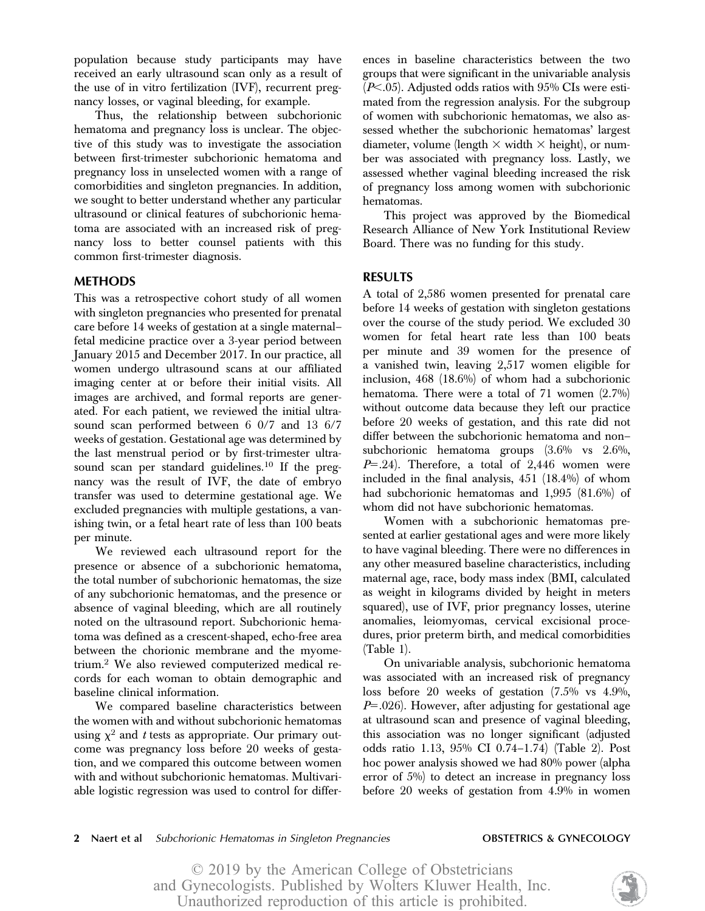population because study participants may have received an early ultrasound scan only as a result of the use of in vitro fertilization (IVF), recurrent pregnancy losses, or vaginal bleeding, for example.

Thus, the relationship between subchorionic hematoma and pregnancy loss is unclear. The objective of this study was to investigate the association between first-trimester subchorionic hematoma and pregnancy loss in unselected women with a range of comorbidities and singleton pregnancies. In addition, we sought to better understand whether any particular ultrasound or clinical features of subchorionic hematoma are associated with an increased risk of pregnancy loss to better counsel patients with this common first-trimester diagnosis.

## METHODS

This was a retrospective cohort study of all women with singleton pregnancies who presented for prenatal care before 14 weeks of gestation at a single maternal–fetal medicine practice over a 3-year period between January 2015 and December 2017. In our practice, all women undergo ultrasound scans at our affiliated imaging center at or before their initial visits. All images are archived, and formal reports are generated. For each patient, we reviewed the initial ultrasound scan performed between 6 0/7 and 13 6/7 weeks of gestation. Gestational age was determined by the last menstrual period or by first-trimester ultrasound scan per standard guidelines.[10] If the pregnancy was the result of IVF, the date of embryo transfer was used to determine gestational age. We excluded pregnancies with multiple gestations, a vanishing twin, or a fetal heart rate of less than 100 beats per minute.

We reviewed each ultrasound report for the presence or absence of a subchorionic hematoma, the total number of subchorionic hematomas, the size of any subchorionic hematomas, and the presence or absence of vaginal bleeding, which are all routinely noted on the ultrasound report. Subchorionic hematoma was defined as a crescent-shaped, echo-free area between the chorionic membrane and the myometrium.[2] We also reviewed computerized medical records for each woman to obtain demographic and baseline clinical information.

We compared baseline characteristics between the women with and without subchorionic hematomas using $\chi^2$ and $t$ tests as appropriate. Our primary outcome was pregnancy loss before 20 weeks of gestation, and we compared this outcome between women with and without subchorionic hematomas. Multivariable logistic regression was used to control for differences in baseline characteristics between the two groups that were significant in the univariable analysis ($P<.05$). Adjusted odds ratios with 95% CIs were estimated from the regression analysis. For the subgroup of women with subchorionic hematomas, we also assessed whether the subchorionic hematomas' largest diameter, volume (length × width × height), or number was associated with pregnancy loss. Lastly, we assessed whether vaginal bleeding increased the risk of pregnancy loss among women with subchorionic hematomas.

This project was approved by the Biomedical Research Alliance of New York Institutional Review Board. There was no funding for this study.

## RESULTS

A total of 2,586 women presented for prenatal care before 14 weeks of gestation with singleton gestations over the course of the study period. We excluded 30 women for fetal heart rate less than 100 beats per minute and 39 women for the presence of a vanished twin, leaving 2,517 women eligible for inclusion, 468 (18.6%) of whom had a subchorionic hematoma. There were a total of 71 women (2.7%) without outcome data because they left our practice before 20 weeks of gestation, and this rate did not differ between the subchorionic hematoma and non–subchorionic hematoma groups (3.6% vs 2.6%, $P$=.24). Therefore, a total of 2,446 women were included in the final analysis, 451 (18.4%) of whom had subchorionic hematomas and 1,995 (81.6%) of whom did not have subchorionic hematomas.

Women with a subchorionic hematomas presented at earlier gestational ages and were more likely to have vaginal bleeding. There were no differences in any other measured baseline characteristics, including maternal age, race, body mass index (BMI, calculated as weight in kilograms divided by height in meters squared), use of IVF, prior pregnancy losses, uterine anomalies, leiomyomas, cervical excisional procedures, prior preterm birth, and medical comorbidities (Table 1).

On univariable analysis, subchorionic hematoma was associated with an increased risk of pregnancy loss before 20 weeks of gestation (7.5% vs 4.9%, $P$=.026). However, after adjusting for gestational age at ultrasound scan and presence of vaginal bleeding, this association was no longer significant (adjusted odds ratio 1.13, 95% CI 0.74–1.74) (Table 2). Post hoc power analysis showed we had 80% power (alpha error of 5%) to detect an increase in pregnancy loss before 20 weeks of gestation from 4.9% in women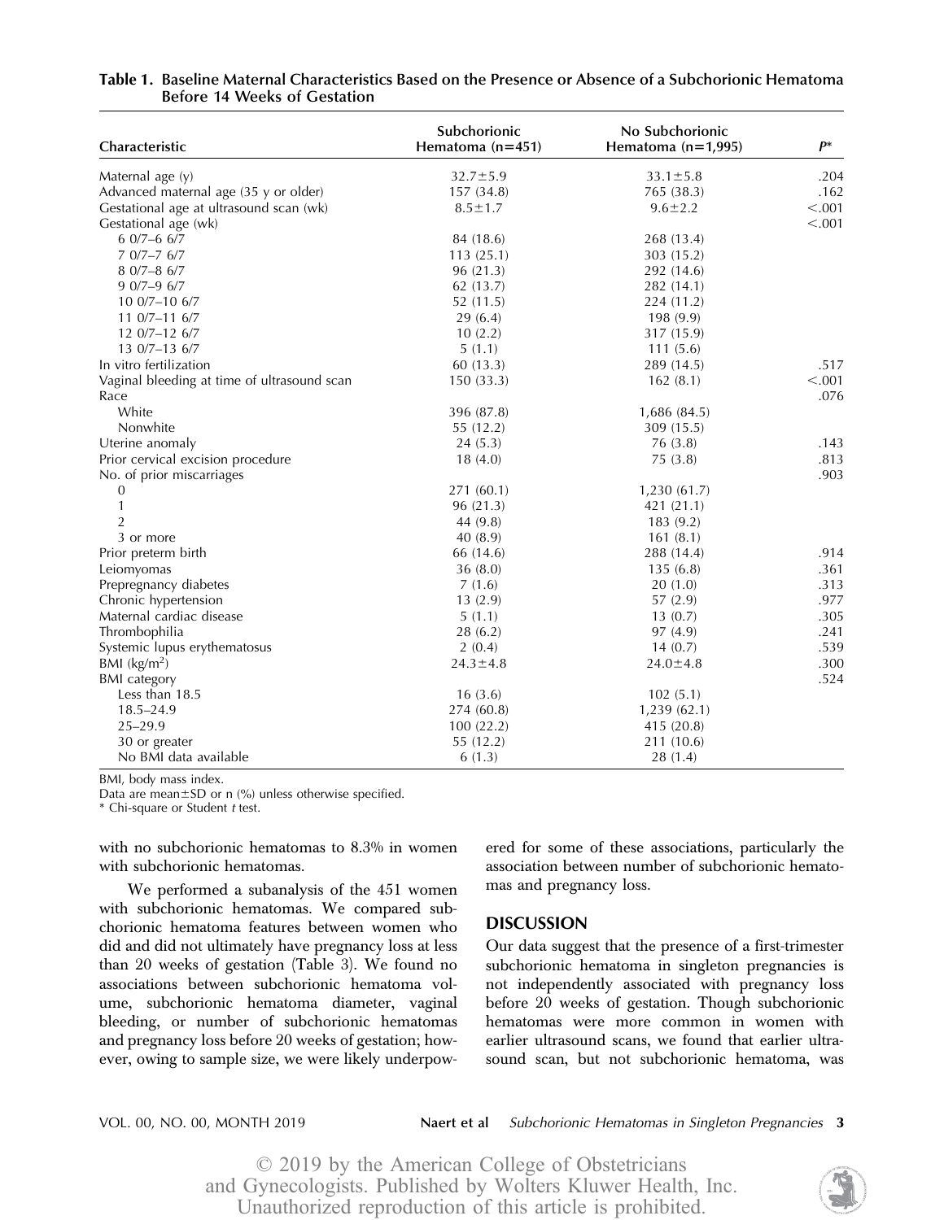**Table 1. Baseline Maternal Characteristics Based on the Presence or Absence of a Subchorionic Hematoma Before 14 Weeks of Gestation**

| Characteristic | Subchorionic Hematoma (n=451) | No Subchorionic Hematoma (n=1,995) | P* |
|---|---|---|---|
| Maternal age (y) | 32.7±5.9 | 33.1±5.8 | .204 |
| Advanced maternal age (35 y or older) | 157 (34.8) | 765 (38.3) | .162 |
| Gestational age at ultrasound scan (wk) | 8.5±1.7 | 9.6±2.2 | <.001 |
| Gestational age (wk) | | | <.001 |
| 6 0/7–6 6/7 | 84 (18.6) | 268 (13.4) | |
| 7 0/7–7 6/7 | 113 (25.1) | 303 (15.2) | |
| 8 0/7–8 6/7 | 96 (21.3) | 292 (14.6) | |
| 9 0/7–9 6/7 | 62 (13.7) | 282 (14.1) | |
| 10 0/7–10 6/7 | 52 (11.5) | 224 (11.2) | |
| 11 0/7–11 6/7 | 29 (6.4) | 198 (9.9) | |
| 12 0/7–12 6/7 | 10 (2.2) | 317 (15.9) | |
| 13 0/7–13 6/7 | 5 (1.1) | 111 (5.6) | |
| In vitro fertilization | 60 (13.3) | 289 (14.5) | .517 |
| Vaginal bleeding at time of ultrasound scan | 150 (33.3) | 162 (8.1) | <.001 |
| Race | | | .076 |
| White | 396 (87.8) | 1,686 (84.5) | |
| Nonwhite | 55 (12.2) | 309 (15.5) | |
| Uterine anomaly | 24 (5.3) | 76 (3.8) | .143 |
| Prior cervical excision procedure | 18 (4.0) | 75 (3.8) | .813 |
| No. of prior miscarriages | | | .903 |
| 0 | 271 (60.1) | 1,230 (61.7) | |
| 1 | 96 (21.3) | 421 (21.1) | |
| 2 | 44 (9.8) | 183 (9.2) | |
| 3 or more | 40 (8.9) | 161 (8.1) | |
| Prior preterm birth | 66 (14.6) | 288 (14.4) | .914 |
| Leiomyomas | 36 (8.0) | 135 (6.8) | .361 |
| Prepregnancy diabetes | 7 (1.6) | 20 (1.0) | .313 |
| Chronic hypertension | 13 (2.9) | 57 (2.9) | .977 |
| Maternal cardiac disease | 5 (1.1) | 13 (0.7) | .305 |
| Thrombophilia | 28 (6.2) | 97 (4.9) | .241 |
| Systemic lupus erythematosus | 2 (0.4) | 14 (0.7) | .539 |
| BMI (kg/m$^2$) | 24.3±4.8 | 24.0±4.8 | .300 |
| BMI category | | | .524 |
| Less than 18.5 | 16 (3.6) | 102 (5.1) | |
| 18.5–24.9 | 274 (60.8) | 1,239 (62.1) | |
| 25–29.9 | 100 (22.2) | 415 (20.8) | |
| 30 or greater | 55 (12.2) | 211 (10.6) | |
| No BMI data available | 6 (1.3) | 28 (1.4) | |

BMI, body mass index.

Data are mean±SD or n (%) unless otherwise specified.

\* Chi-square or Student *t* test.

with no subchorionic hematomas to 8.3% in women with subchorionic hematomas.

We performed a subanalysis of the 451 women with subchorionic hematomas. We compared subchorionic hematoma features between women who did and did not ultimately have pregnancy loss at less than 20 weeks of gestation (Table 3). We found no associations between subchorionic hematoma volume, subchorionic hematoma diameter, vaginal bleeding, or number of subchorionic hematomas and pregnancy loss before 20 weeks of gestation; however, owing to sample size, we were likely underpowered for some of these associations, particularly the association between number of subchorionic hematomas and pregnancy loss.

## DISCUSSION

Our data suggest that the presence of a first-trimester subchorionic hematoma in singleton pregnancies is not independently associated with pregnancy loss before 20 weeks of gestation. Though subchorionic hematomas were more common in women with earlier ultrasound scans, we found that earlier ultrasound scan, but not subchorionic hematoma, was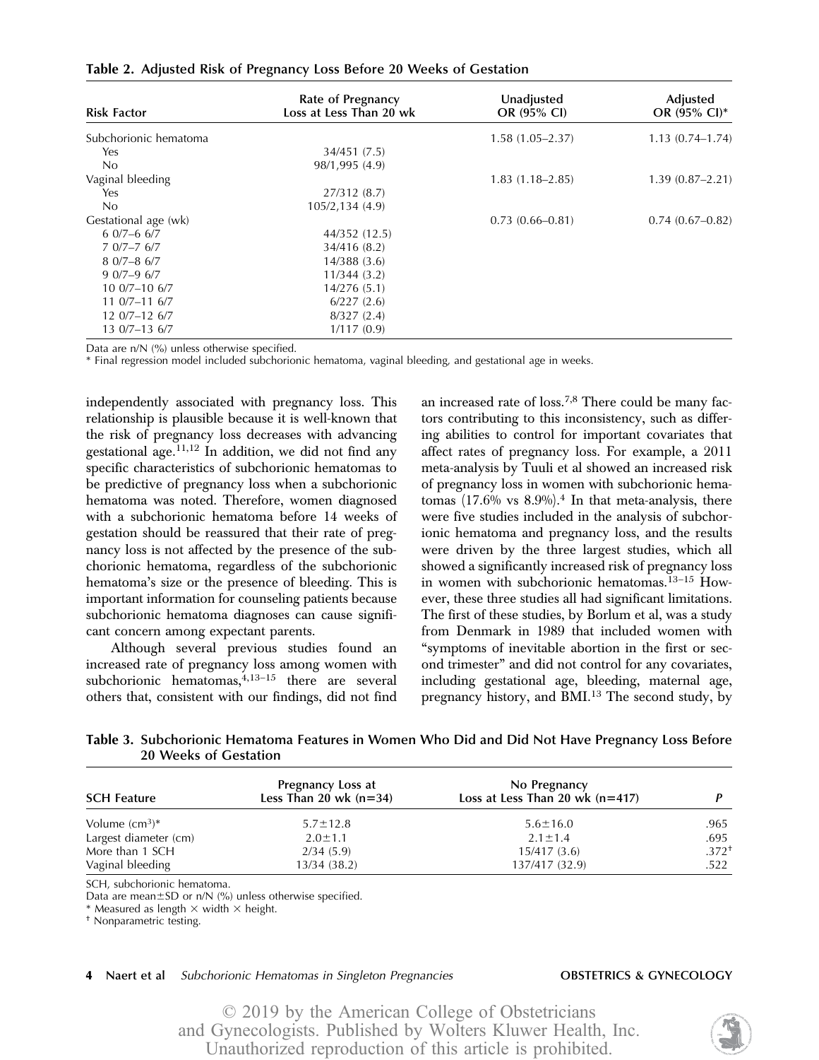**Table 2. Adjusted Risk of Pregnancy Loss Before 20 Weeks of Gestation**

| Risk Factor | Rate of Pregnancy Loss at Less Than 20 wk | Unadjusted OR (95% CI) | Adjusted OR (95% CI)* |
|---|---|---|---|
| Subchorionic hematoma | | 1.58 (1.05–2.37) | 1.13 (0.74–1.74) |
| Yes | 34/451 (7.5) | | |
| No | 98/1,995 (4.9) | | |
| Vaginal bleeding | | 1.83 (1.18–2.85) | 1.39 (0.87–2.21) |
| Yes | 27/312 (8.7) | | |
| No | 105/2,134 (4.9) | | |
| Gestational age (wk) | | 0.73 (0.66–0.81) | 0.74 (0.67–0.82) |
| 6 0/7–6 6/7 | 44/352 (12.5) | | |
| 7 0/7–7 6/7 | 34/416 (8.2) | | |
| 8 0/7–8 6/7 | 14/388 (3.6) | | |
| 9 0/7–9 6/7 | 11/344 (3.2) | | |
| 10 0/7–10 6/7 | 14/276 (5.1) | | |
| 11 0/7–11 6/7 | 6/227 (2.6) | | |
| 12 0/7–12 6/7 | 8/327 (2.4) | | |
| 13 0/7–13 6/7 | 1/117 (0.9) | | |

Data are n/N (%) unless otherwise specified.
* Final regression model included subchorionic hematoma, vaginal bleeding, and gestational age in weeks.

independently associated with pregnancy loss. This relationship is plausible because it is well-known that the risk of pregnancy loss decreases with advancing gestational age.[11,12] In addition, we did not find any specific characteristics of subchorionic hematomas to be predictive of pregnancy loss when a subchorionic hematoma was noted. Therefore, women diagnosed with a subchorionic hematoma before 14 weeks of gestation should be reassured that their rate of pregnancy loss is not affected by the presence of the subchorionic hematoma, regardless of the subchorionic hematoma's size or the presence of bleeding. This is important information for counseling patients because subchorionic hematoma diagnoses can cause significant concern among expectant parents.

Although several previous studies found an increased rate of pregnancy loss among women with subchorionic hematomas,[4,13–15] there are several others that, consistent with our findings, did not find an increased rate of loss.[7,8] There could be many factors contributing to this inconsistency, such as differing abilities to control for important covariates that affect rates of pregnancy loss. For example, a 2011 meta-analysis by Tuuli et al showed an increased risk of pregnancy loss in women with subchorionic hematomas (17.6% vs 8.9%).[4] In that meta-analysis, there were five studies included in the analysis of subchorionic hematoma and pregnancy loss, and the results were driven by the three largest studies, which all showed a significantly increased risk of pregnancy loss in women with subchorionic hematomas.[13–15] However, these three studies all had significant limitations. The first of these studies, by Borlum et al, was a study from Denmark in 1989 that included women with "symptoms of inevitable abortion in the first or second trimester" and did not control for any covariates, including gestational age, bleeding, maternal age, pregnancy history, and BMI.[13] The second study, by

**Table 3. Subchorionic Hematoma Features in Women Who Did and Did Not Have Pregnancy Loss Before 20 Weeks of Gestation**

| SCH Feature | Pregnancy Loss at Less Than 20 wk (n=34) | No Pregnancy Loss at Less Than 20 wk (n=417) | P |
|---|---|---|---|
| Volume (cm³)* | 5.7±12.8 | 5.6±16.0 | .965 |
| Largest diameter (cm) | 2.0±1.1 | 2.1±1.4 | .695 |
| More than 1 SCH | 2/34 (5.9) | 15/417 (3.6) | .372† |
| Vaginal bleeding | 13/34 (38.2) | 137/417 (32.9) | .522 |

SCH, subchorionic hematoma.
Data are mean±SD or n/N (%) unless otherwise specified.
* Measured as length × width × height.
† Nonparametric testing.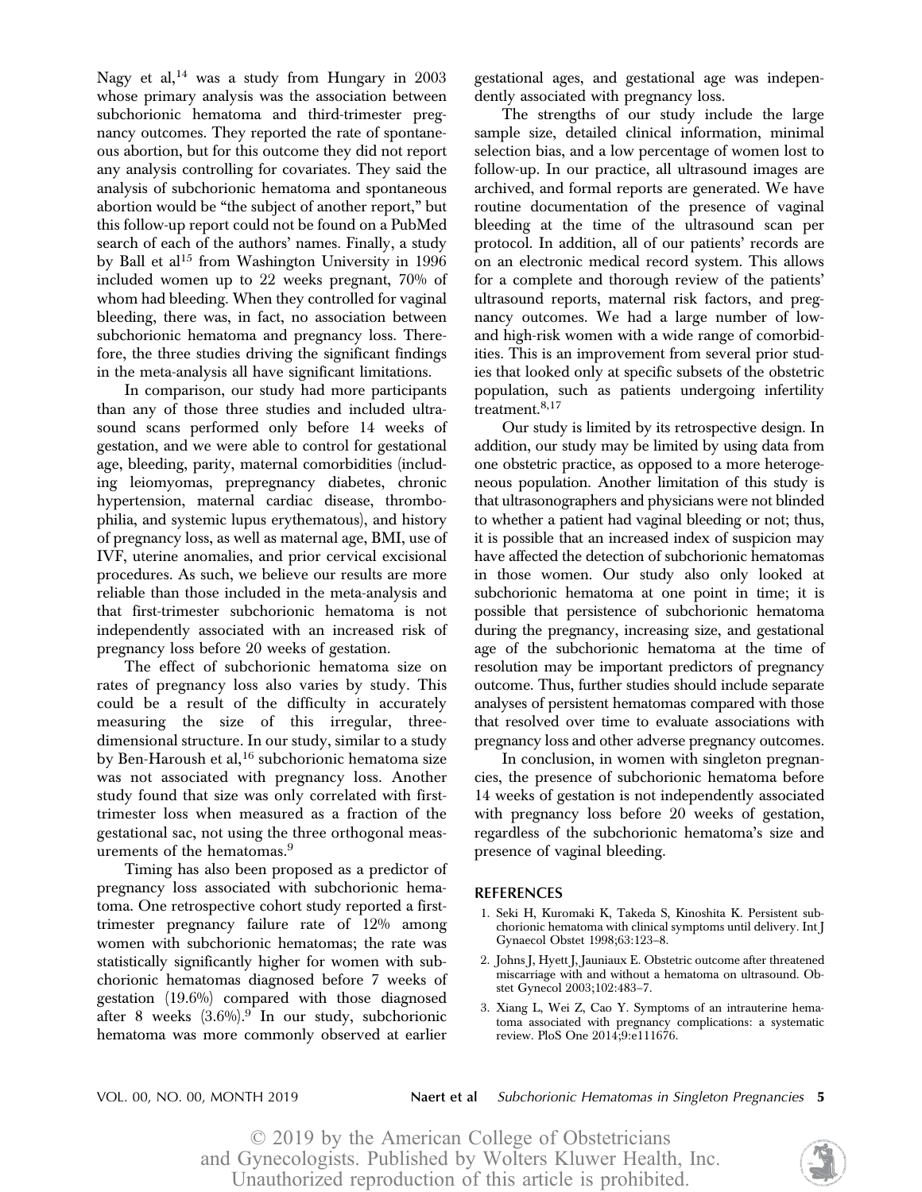Nagy et al,[14] was a study from Hungary in 2003 whose primary analysis was the association between subchorionic hematoma and third-trimester pregnancy outcomes. They reported the rate of spontaneous abortion, but for this outcome they did not report any analysis controlling for covariates. They said the analysis of subchorionic hematoma and spontaneous abortion would be "the subject of another report," but this follow-up report could not be found on a PubMed search of each of the authors' names. Finally, a study by Ball et al[15] from Washington University in 1996 included women up to 22 weeks pregnant, 70% of whom had bleeding. When they controlled for vaginal bleeding, there was, in fact, no association between subchorionic hematoma and pregnancy loss. Therefore, the three studies driving the significant findings in the meta-analysis all have significant limitations.

In comparison, our study had more participants than any of those three studies and included ultrasound scans performed only before 14 weeks of gestation, and we were able to control for gestational age, bleeding, parity, maternal comorbidities (including leiomyomas, prepregnancy diabetes, chronic hypertension, maternal cardiac disease, thrombophilia, and systemic lupus erythematous), and history of pregnancy loss, as well as maternal age, BMI, use of IVF, uterine anomalies, and prior cervical excisional procedures. As such, we believe our results are more reliable than those included in the meta-analysis and that first-trimester subchorionic hematoma is not independently associated with an increased risk of pregnancy loss before 20 weeks of gestation.

The effect of subchorionic hematoma size on rates of pregnancy loss also varies by study. This could be a result of the difficulty in accurately measuring the size of this irregular, three-dimensional structure. In our study, similar to a study by Ben-Haroush et al,[16] subchorionic hematoma size was not associated with pregnancy loss. Another study found that size was only correlated with first-trimester loss when measured as a fraction of the gestational sac, not using the three orthogonal measurements of the hematomas.[9]

Timing has also been proposed as a predictor of pregnancy loss associated with subchorionic hematoma. One retrospective cohort study reported a first-trimester pregnancy failure rate of 12% among women with subchorionic hematomas; the rate was statistically significantly higher for women with subchorionic hematomas diagnosed before 7 weeks of gestation (19.6%) compared with those diagnosed after 8 weeks (3.6%).[9] In our study, subchorionic hematoma was more commonly observed at earlier gestational ages, and gestational age was independently associated with pregnancy loss.

The strengths of our study include the large sample size, detailed clinical information, minimal selection bias, and a low percentage of women lost to follow-up. In our practice, all ultrasound images are archived, and formal reports are generated. We have routine documentation of the presence of vaginal bleeding at the time of the ultrasound scan per protocol. In addition, all of our patients' records are on an electronic medical record system. This allows for a complete and thorough review of the patients' ultrasound reports, maternal risk factors, and pregnancy outcomes. We had a large number of low- and high-risk women with a wide range of comorbidities. This is an improvement from several prior studies that looked only at specific subsets of the obstetric population, such as patients undergoing infertility treatment.[8,17]

Our study is limited by its retrospective design. In addition, our study may be limited by using data from one obstetric practice, as opposed to a more heterogeneous population. Another limitation of this study is that ultrasonographers and physicians were not blinded to whether a patient had vaginal bleeding or not; thus, it is possible that an increased index of suspicion may have affected the detection of subchorionic hematomas in those women. Our study also only looked at subchorionic hematoma at one point in time; it is possible that persistence of subchorionic hematoma during the pregnancy, increasing size, and gestational age of the subchorionic hematoma at the time of resolution may be important predictors of pregnancy outcome. Thus, further studies should include separate analyses of persistent hematomas compared with those that resolved over time to evaluate associations with pregnancy loss and other adverse pregnancy outcomes.

In conclusion, in women with singleton pregnancies, the presence of subchorionic hematoma before 14 weeks of gestation is not independently associated with pregnancy loss before 20 weeks of gestation, regardless of the subchorionic hematoma's size and presence of vaginal bleeding.

## REFERENCES

1. Seki H, Kuromaki K, Takeda S, Kinoshita K. Persistent subchorionic hematoma with clinical symptoms until delivery. Int J Gynaecol Obstet 1998;63:123–8.
2. Johns J, Hyett J, Jauniaux E. Obstetric outcome after threatened miscarriage with and without a hematoma on ultrasound. Obstet Gynecol 2003;102:483–7.
3. Xiang L, Wei Z, Cao Y. Symptoms of an intrauterine hematoma associated with pregnancy complications: a systematic review. PloS One 2014;9:e111676.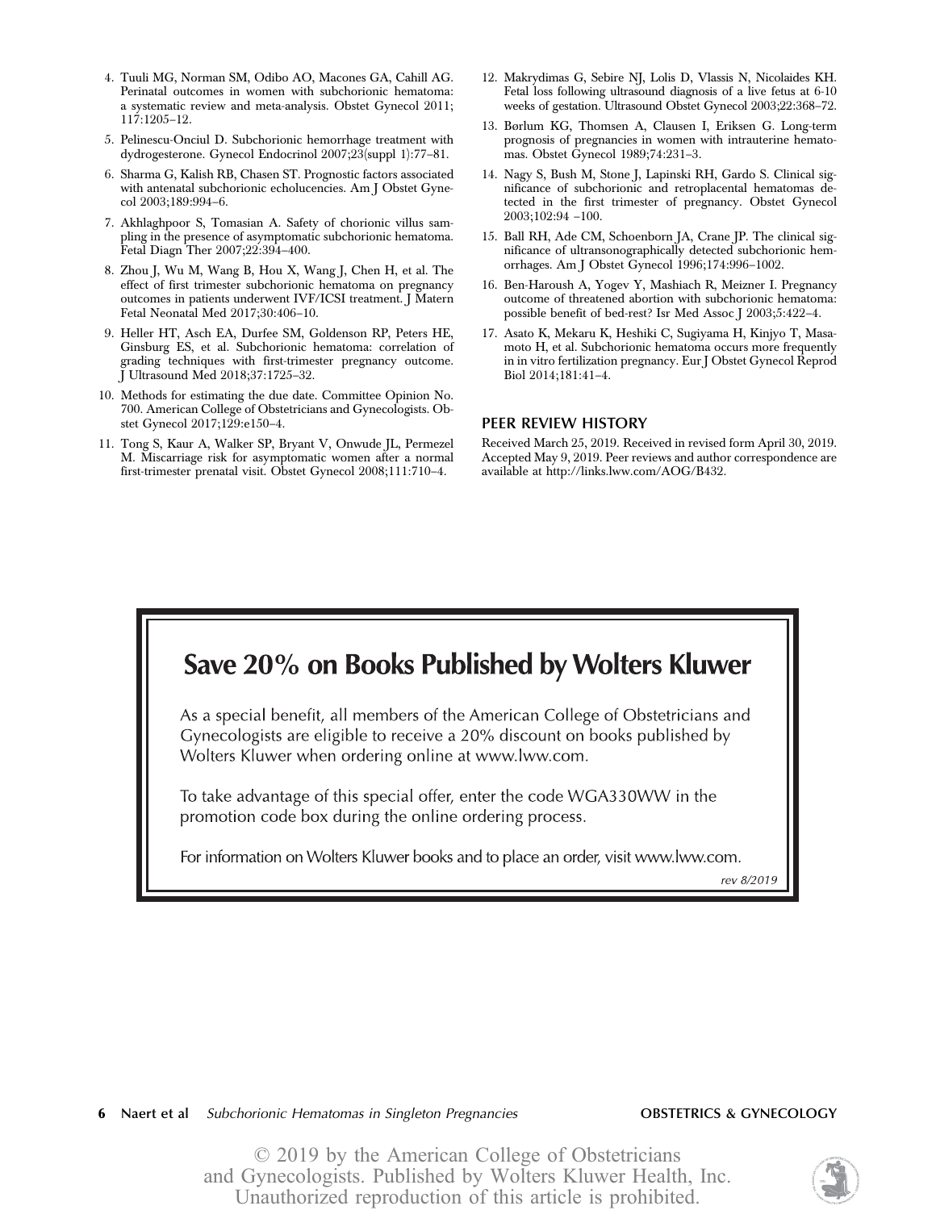4. Tuuli MG, Norman SM, Odibo AO, Macones GA, Cahill AG. Perinatal outcomes in women with subchorionic hematoma: a systematic review and meta-analysis. Obstet Gynecol 2011; 117:1205–12.
5. Pelinescu-Onciul D. Subchorionic hemorrhage treatment with dydrogesterone. Gynecol Endocrinol 2007;23(suppl 1):77–81.
6. Sharma G, Kalish RB, Chasen ST. Prognostic factors associated with antenatal subchorionic echolucencies. Am J Obstet Gynecol 2003;189:994–6.
7. Akhlaghpoor S, Tomasian A. Safety of chorionic villus sampling in the presence of asymptomatic subchorionic hematoma. Fetal Diagn Ther 2007;22:394–400.
8. Zhou J, Wu M, Wang B, Hou X, Wang J, Chen H, et al. The effect of first trimester subchorionic hematoma on pregnancy outcomes in patients underwent IVF/ICSI treatment. J Matern Fetal Neonatal Med 2017;30:406–10.
9. Heller HT, Asch EA, Durfee SM, Goldenson RP, Peters HE, Ginsburg ES, et al. Subchorionic hematoma: correlation of grading techniques with first-trimester pregnancy outcome. J Ultrasound Med 2018;37:1725–32.
10. Methods for estimating the due date. Committee Opinion No. 700. American College of Obstetricians and Gynecologists. Obstet Gynecol 2017;129:e150–4.
11. Tong S, Kaur A, Walker SP, Bryant V, Onwude JL, Permezel M. Miscarriage risk for asymptomatic women after a normal first-trimester prenatal visit. Obstet Gynecol 2008;111:710–4.
12. Makrydimas G, Sebire NJ, Lolis D, Vlassis N, Nicolaides KH. Fetal loss following ultrasound diagnosis of a live fetus at 6-10 weeks of gestation. Ultrasound Obstet Gynecol 2003;22:368–72.
13. Børlum KG, Thomsen A, Clausen I, Eriksen G. Long-term prognosis of pregnancies in women with intrauterine hematomas. Obstet Gynecol 1989;74:231–3.
14. Nagy S, Bush M, Stone J, Lapinski RH, Gardo S. Clinical significance of subchorionic and retroplacental hematomas detected in the first trimester of pregnancy. Obstet Gynecol 2003;102:94 –100.
15. Ball RH, Ade CM, Schoenborn JA, Crane JP. The clinical significance of ultransonographically detected subchorionic hemorrhages. Am J Obstet Gynecol 1996;174:996–1002.
16. Ben-Haroush A, Yogev Y, Mashiach R, Meizner I. Pregnancy outcome of threatened abortion with subchorionic hematoma: possible benefit of bed-rest? Isr Med Assoc J 2003;5:422–4.
17. Asato K, Mekaru K, Heshiki C, Sugiyama H, Kinjyo T, Masamoto H, et al. Subchorionic hematoma occurs more frequently in in vitro fertilization pregnancy. Eur J Obstet Gynecol Reprod Biol 2014;181:41–4.

## PEER REVIEW HISTORY

Received March 25, 2019. Received in revised form April 30, 2019. Accepted May 9, 2019. Peer reviews and author correspondence are available at http://links.lww.com/AOG/B432.

## Save 20% on Books Published by Wolters Kluwer

As a special benefit, all members of the American College of Obstetricians and Gynecologists are eligible to receive a 20% discount on books published by Wolters Kluwer when ordering online at www.lww.com.

To take advantage of this special offer, enter the code WGA330WW in the promotion code box during the online ordering process.

For information on Wolters Kluwer books and to place an order, visit www.lww.com.

*rev 8/2019*

© 2019 by the American College of Obstetricians and Gynecologists. Published by Wolters Kluwer Health, Inc. Unauthorized reproduction of this article is prohibited.